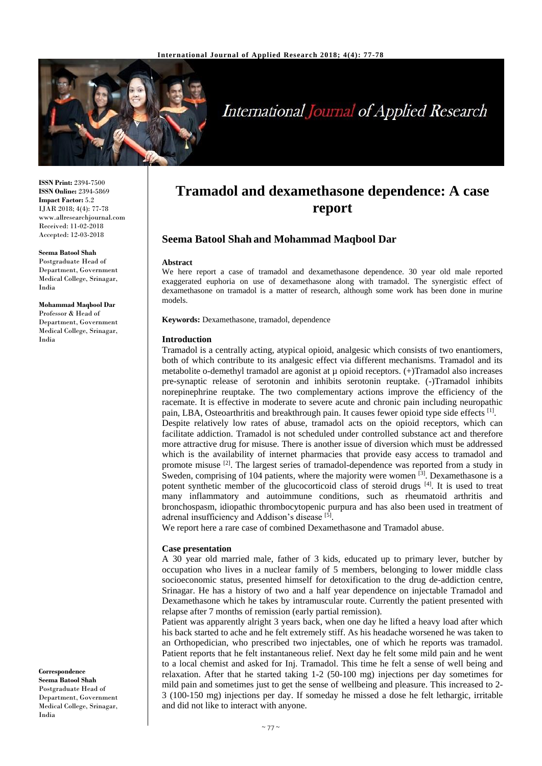# Tramadol and dexamethasone dependence: A case report

**Seema Batool Shah and Mohammad Maqbool Dar**

**ISSN Print:** 2394-7500
**ISSN Online:** 2394-5869
**Impact Factor:** 5.2
IJAR 2018; 4(4): 77-78
www.allresearchjournal.com
Received: 11-02-2018
Accepted: 12-03-2018

**Seema Batool Shah**
Postgraduate Head of Department, Government Medical College, Srinagar, India

**Mohammad Maqbool Dar**
Professor & Head of Department, Government Medical College, Srinagar, India

**Correspondence**
**Seema Batool Shah**
Postgraduate Head of Department, Government Medical College, Srinagar, India

**Abstract**

We here report a case of tramadol and dexamethasone dependence. 30 year old male reported exaggerated euphoria on use of dexamethasone along with tramadol. The synergistic effect of dexamethasone on tramadol is a matter of research, although some work has been done in murine models.

**Keywords:** Dexamethasone, tramadol, dependence

## Introduction

Tramadol is a centrally acting, atypical opioid, analgesic which consists of two enantiomers, both of which contribute to its analgesic effect via different mechanisms. Tramadol and its metabolite o-demethyl tramadol are agonist at μ opioid receptors. (+)Tramadol also increases pre-synaptic release of serotonin and inhibits serotonin reuptake. (-)Tramadol inhibits norepinephrine reuptake. The two complementary actions improve the efficiency of the racemate. It is effective in moderate to severe acute and chronic pain including neuropathic pain, LBA, Osteoarthritis and breakthrough pain. It causes fewer opioid type side effects [1].

Despite relatively low rates of abuse, tramadol acts on the opioid receptors, which can facilitate addiction. Tramadol is not scheduled under controlled substance act and therefore more attractive drug for misuse. There is another issue of diversion which must be addressed which is the availability of internet pharmacies that provide easy access to tramadol and promote misuse [2]. The largest series of tramadol-dependence was reported from a study in Sweden, comprising of 104 patients, where the majority were women [3]. Dexamethasone is a potent synthetic member of the glucocorticoid class of steroid drugs [4]. It is used to treat many inflammatory and autoimmune conditions, such as rheumatoid arthritis and bronchospasm, idiopathic thrombocytopenic purpura and has also been used in treatment of adrenal insufficiency and Addison's disease [5].

We report here a rare case of combined Dexamethasone and Tramadol abuse.

## Case presentation

A 30 year old married male, father of 3 kids, educated up to primary lever, butcher by occupation who lives in a nuclear family of 5 members, belonging to lower middle class socioeconomic status, presented himself for detoxification to the drug de-addiction centre, Srinagar. He has a history of two and a half year dependence on injectable Tramadol and Dexamethasone which he takes by intramuscular route. Currently the patient presented with relapse after 7 months of remission (early partial remission).

Patient was apparently alright 3 years back, when one day he lifted a heavy load after which his back started to ache and he felt extremely stiff. As his headache worsened he was taken to an Orthopedician, who prescribed two injectables, one of which he reports was tramadol. Patient reports that he felt instantaneous relief. Next day he felt some mild pain and he went to a local chemist and asked for Inj. Tramadol. This time he felt a sense of well being and relaxation. After that he started taking 1-2 (50-100 mg) injections per day sometimes for mild pain and sometimes just to get the sense of wellbeing and pleasure. This increased to 2-3 (100-150 mg) injections per day. If someday he missed a dose he felt lethargic, irritable and did not like to interact with anyone.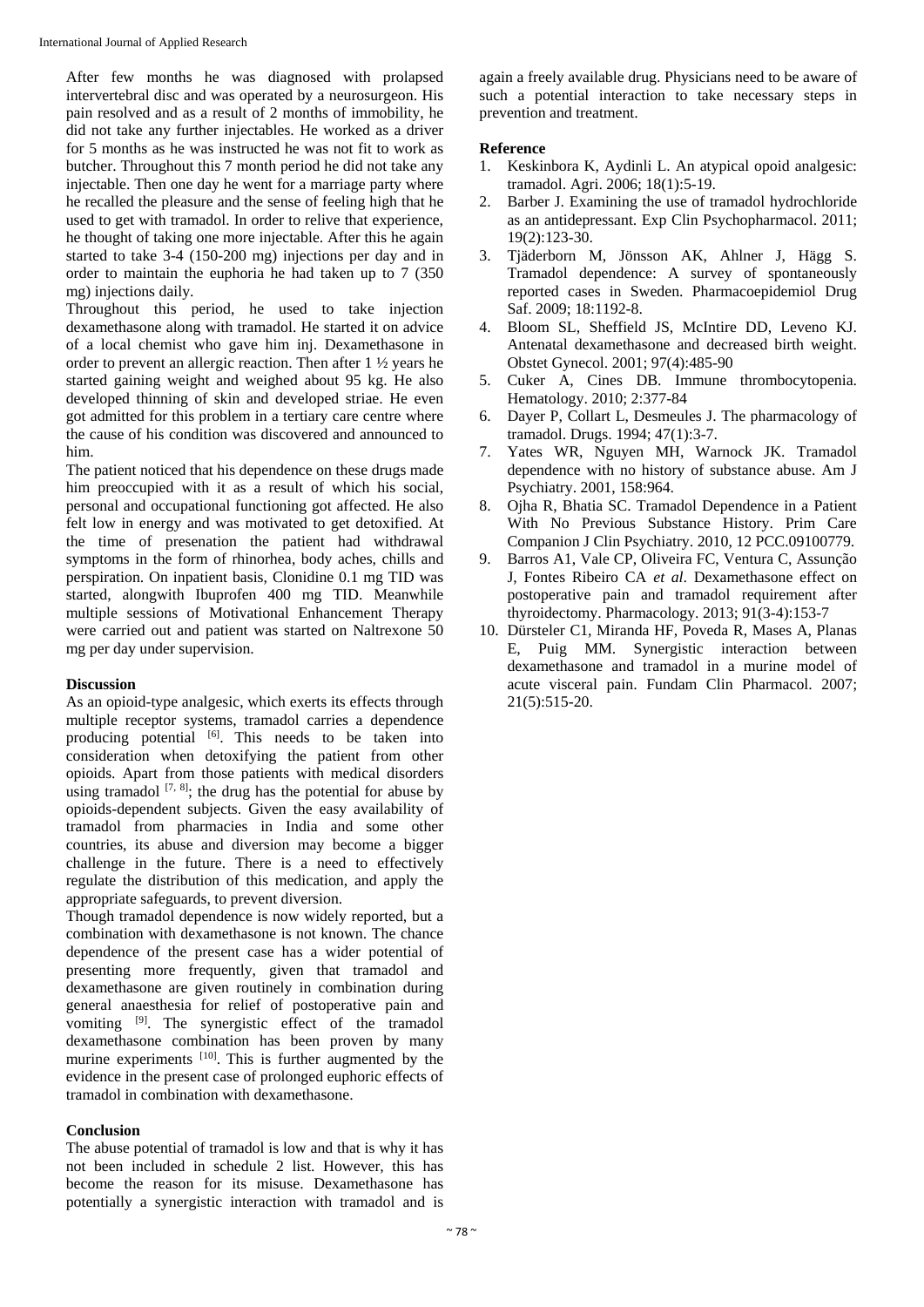After few months he was diagnosed with prolapsed intervertebral disc and was operated by a neurosurgeon. His pain resolved and as a result of 2 months of immobility, he did not take any further injectables. He worked as a driver for 5 months as he was instructed he was not fit to work as butcher. Throughout this 7 month period he did not take any injectable. Then one day he went for a marriage party where he recalled the pleasure and the sense of feeling high that he used to get with tramadol. In order to relive that experience, he thought of taking one more injectable. After this he again started to take 3-4 (150-200 mg) injections per day and in order to maintain the euphoria he had taken up to 7 (350 mg) injections daily.

Throughout this period, he used to take injection dexamethasone along with tramadol. He started it on advice of a local chemist who gave him inj. Dexamethasone in order to prevent an allergic reaction. Then after 1 ½ years he started gaining weight and weighed about 95 kg. He also developed thinning of skin and developed striae. He even got admitted for this problem in a tertiary care centre where the cause of his condition was discovered and announced to him.

The patient noticed that his dependence on these drugs made him preoccupied with it as a result of which his social, personal and occupational functioning got affected. He also felt low in energy and was motivated to get detoxified. At the time of presenation the patient had withdrawal symptoms in the form of rhinorhea, body aches, chills and perspiration. On inpatient basis, Clonidine 0.1 mg TID was started, alongwith Ibuprofen 400 mg TID. Meanwhile multiple sessions of Motivational Enhancement Therapy were carried out and patient was started on Naltrexone 50 mg per day under supervision.

## Discussion

As an opioid-type analgesic, which exerts its effects through multiple receptor systems, tramadol carries a dependence producing potential [6]. This needs to be taken into consideration when detoxifying the patient from other opioids. Apart from those patients with medical disorders using tramadol [7, 8]; the drug has the potential for abuse by opioids-dependent subjects. Given the easy availability of tramadol from pharmacies in India and some other countries, its abuse and diversion may become a bigger challenge in the future. There is a need to effectively regulate the distribution of this medication, and apply the appropriate safeguards, to prevent diversion.

Though tramadol dependence is now widely reported, but a combination with dexamethasone is not known. The chance dependence of the present case has a wider potential of presenting more frequently, given that tramadol and dexamethasone are given routinely in combination during general anaesthesia for relief of postoperative pain and vomiting [9]. The synergistic effect of the tramadol dexamethasone combination has been proven by many murine experiments [10]. This is further augmented by the evidence in the present case of prolonged euphoric effects of tramadol in combination with dexamethasone.

## Conclusion

The abuse potential of tramadol is low and that is why it has not been included in schedule 2 list. However, this has become the reason for its misuse. Dexamethasone has potentially a synergistic interaction with tramadol and is again a freely available drug. Physicians need to be aware of such a potential interaction to take necessary steps in prevention and treatment.

## Reference

1. Keskinbora K, Aydinli L. An atypical opoid analgesic: tramadol. Agri. 2006; 18(1):5-19.
2. Barber J. Examining the use of tramadol hydrochloride as an antidepressant. Exp Clin Psychopharmacol. 2011; 19(2):123-30.
3. Tjäderborn M, Jönsson AK, Ahlner J, Hägg S. Tramadol dependence: A survey of spontaneously reported cases in Sweden. Pharmacoepidemiol Drug Saf. 2009; 18:1192-8.
4. Bloom SL, Sheffield JS, McIntire DD, Leveno KJ. Antenatal dexamethasone and decreased birth weight. Obstet Gynecol. 2001; 97(4):485-90
5. Cuker A, Cines DB. Immune thrombocytopenia. Hematology. 2010; 2:377-84
6. Dayer P, Collart L, Desmeules J. The pharmacology of tramadol. Drugs. 1994; 47(1):3-7.
7. Yates WR, Nguyen MH, Warnock JK. Tramadol dependence with no history of substance abuse. Am J Psychiatry. 2001, 158:964.
8. Ojha R, Bhatia SC. Tramadol Dependence in a Patient With No Previous Substance History. Prim Care Companion J Clin Psychiatry. 2010, 12 PCC.09100779.
9. Barros A1, Vale CP, Oliveira FC, Ventura C, Assunção J, Fontes Ribeiro CA *et al*. Dexamethasone effect on postoperative pain and tramadol requirement after thyroidectomy. Pharmacology. 2013; 91(3-4):153-7
10. Dürsteler C1, Miranda HF, Poveda R, Mases A, Planas E, Puig MM. Synergistic interaction between dexamethasone and tramadol in a murine model of acute visceral pain. Fundam Clin Pharmacol. 2007; 21(5):515-20.